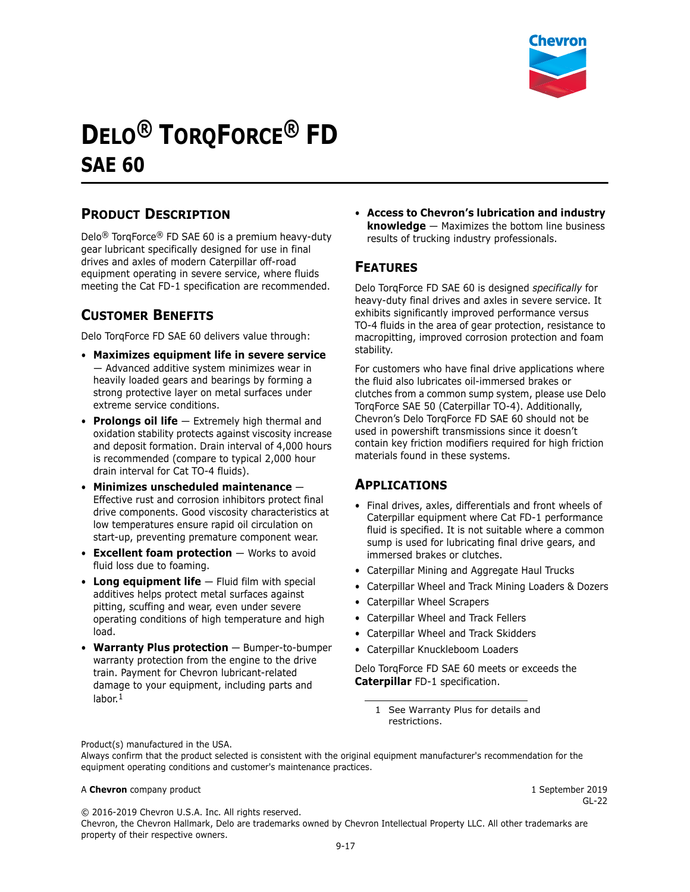# DELO® TORQFORCE® FD
## SAE 60

## PRODUCT DESCRIPTION

Delo® TorqForce® FD SAE 60 is a premium heavy-duty gear lubricant specifically designed for use in final drives and axles of modern Caterpillar off-road equipment operating in severe service, where fluids meeting the Cat FD-1 specification are recommended.

## CUSTOMER BENEFITS

Delo TorqForce FD SAE 60 delivers value through:

- **Maximizes equipment life in severe service** — Advanced additive system minimizes wear in heavily loaded gears and bearings by forming a strong protective layer on metal surfaces under extreme service conditions.
- **Prolongs oil life** — Extremely high thermal and oxidation stability protects against viscosity increase and deposit formation. Drain interval of 4,000 hours is recommended (compare to typical 2,000 hour drain interval for Cat TO-4 fluids).
- **Minimizes unscheduled maintenance** — Effective rust and corrosion inhibitors protect final drive components. Good viscosity characteristics at low temperatures ensure rapid oil circulation on start-up, preventing premature component wear.
- **Excellent foam protection** — Works to avoid fluid loss due to foaming.
- **Long equipment life** — Fluid film with special additives helps protect metal surfaces against pitting, scuffing and wear, even under severe operating conditions of high temperature and high load.
- **Warranty Plus protection** — Bumper-to-bumper warranty protection from the engine to the drive train. Payment for Chevron lubricant-related damage to your equipment, including parts and labor.[1]
- **Access to Chevron's lubrication and industry knowledge** — Maximizes the bottom line business results of trucking industry professionals.

## FEATURES

Delo TorqForce FD SAE 60 is designed *specifically* for heavy-duty final drives and axles in severe service. It exhibits significantly improved performance versus TO-4 fluids in the area of gear protection, resistance to macropitting, improved corrosion protection and foam stability.

For customers who have final drive applications where the fluid also lubricates oil-immersed brakes or clutches from a common sump system, please use Delo TorqForce SAE 50 (Caterpillar TO-4). Additionally, Chevron's Delo TorqForce FD SAE 60 should not be used in powershift transmissions since it doesn't contain key friction modifiers required for high friction materials found in these systems.

## APPLICATIONS

- Final drives, axles, differentials and front wheels of Caterpillar equipment where Cat FD-1 performance fluid is specified. It is not suitable where a common sump is used for lubricating final drive gears, and immersed brakes or clutches.
- Caterpillar Mining and Aggregate Haul Trucks
- Caterpillar Wheel and Track Mining Loaders & Dozers
- Caterpillar Wheel Scrapers
- Caterpillar Wheel and Track Fellers
- Caterpillar Wheel and Track Skidders
- Caterpillar Knuckleboom Loaders

Delo TorqForce FD SAE 60 meets or exceeds the **Caterpillar** FD-1 specification.

1 See Warranty Plus for details and restrictions.

Product(s) manufactured in the USA.
Always confirm that the product selected is consistent with the original equipment manufacturer's recommendation for the equipment operating conditions and customer's maintenance practices.

A **Chevron** company product

1 September 2019
GL-22

© 2016-2019 Chevron U.S.A. Inc. All rights reserved.
Chevron, the Chevron Hallmark, Delo are trademarks owned by Chevron Intellectual Property LLC. All other trademarks are property of their respective owners.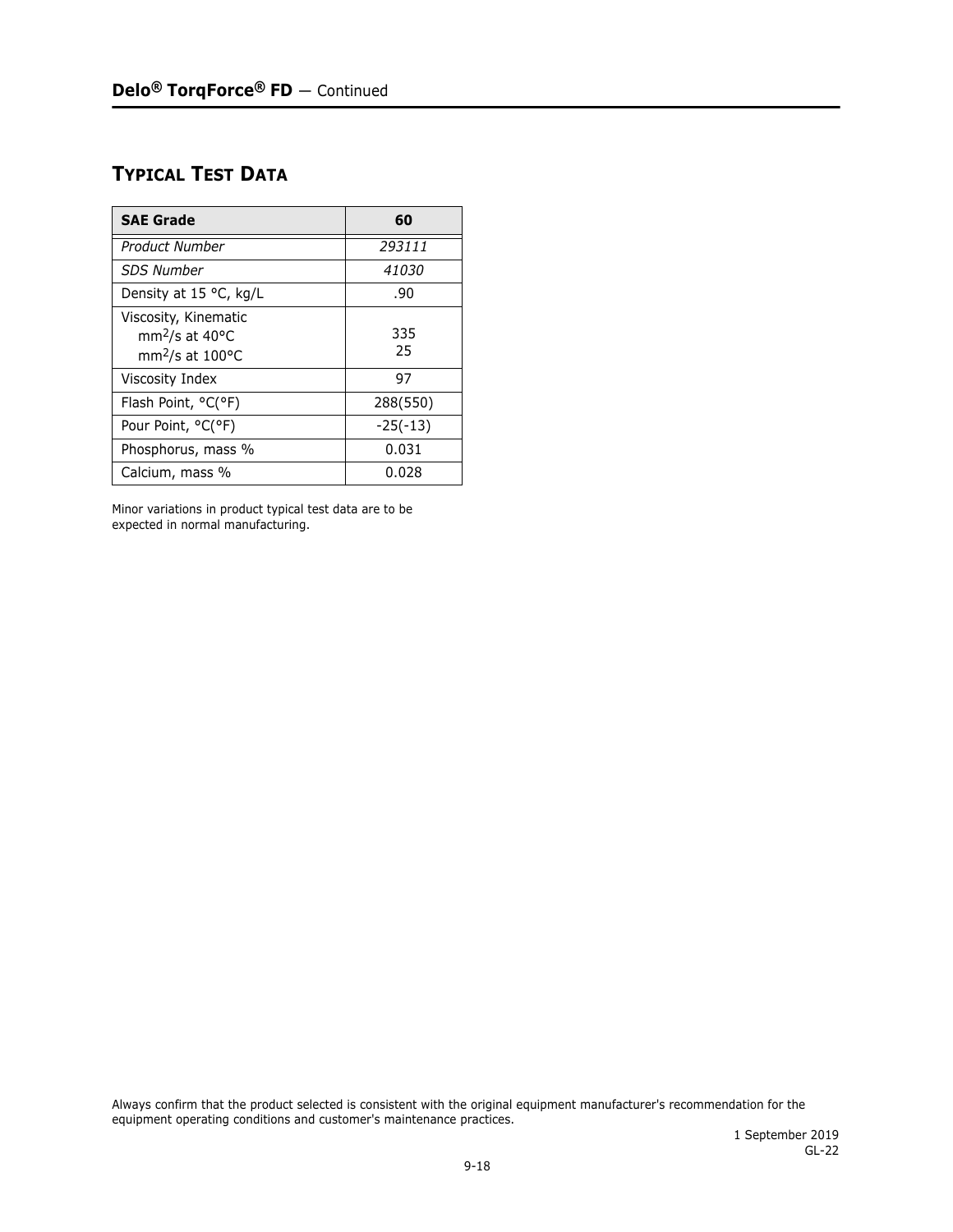## TYPICAL TEST DATA

| SAE Grade | 60 |
|---|---|
| *Product Number* | *293111* |
| *SDS Number* | *41030* |
| Density at 15 °C, kg/L | .90 |
| Viscosity, Kinematic<br>$mm^2/s$ at 40°C<br>$mm^2/s$ at 100°C | <br>335<br>25 |
| Viscosity Index | 97 |
| Flash Point, °C(°F) | 288(550) |
| Pour Point, °C(°F) | -25(-13) |
| Phosphorus, mass % | 0.031 |
| Calcium, mass % | 0.028 |

Minor variations in product typical test data are to be expected in normal manufacturing.

Always confirm that the product selected is consistent with the original equipment manufacturer's recommendation for the equipment operating conditions and customer's maintenance practices.

1 September 2019
GL-22